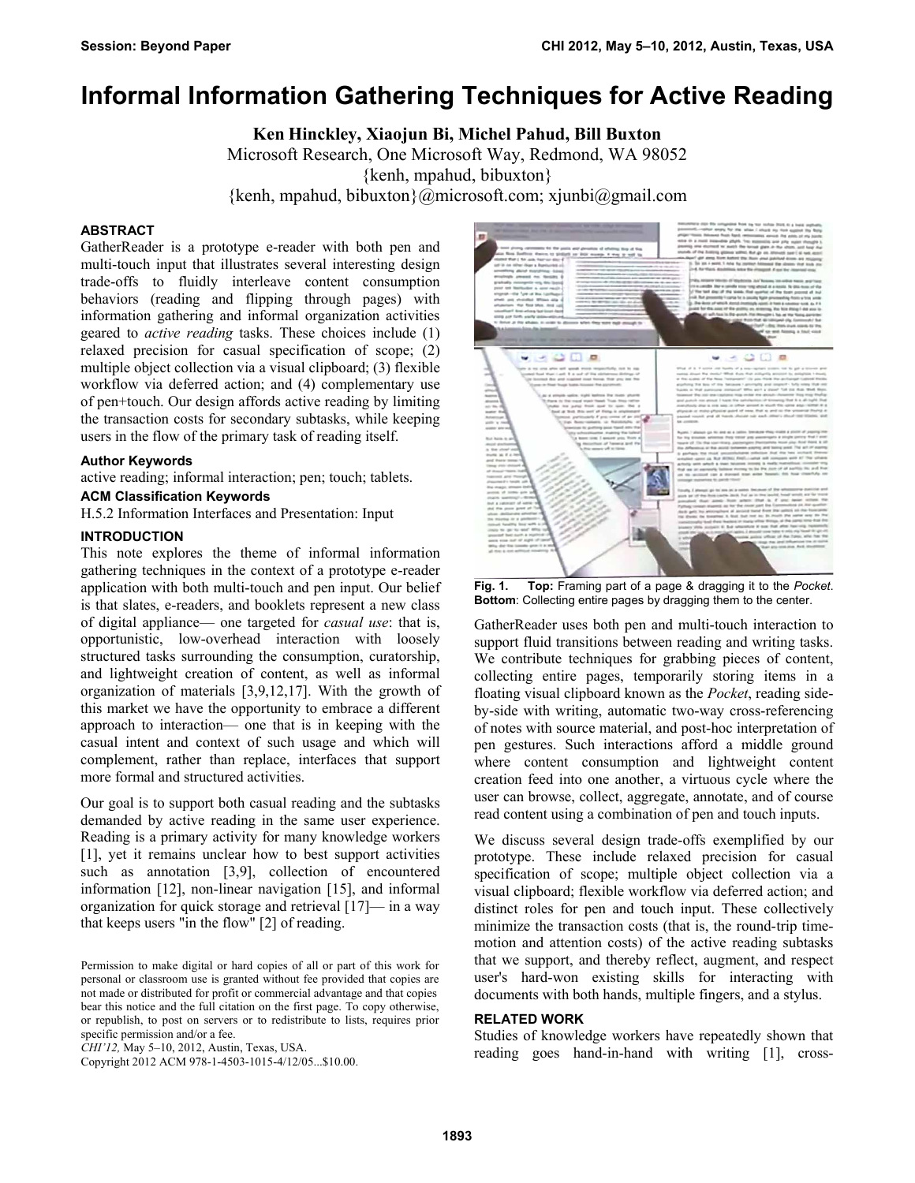# Informal Information Gathering Techniques for Active Reading

**Ken Hinckley, Xiaojun Bi, Michel Pahud, Bill Buxton**

Microsoft Research, One Microsoft Way, Redmond, WA 98052

{kenh, mpahud, bibuxton}

{kenh, mpahud, bibuxton}@microsoft.com; xjunbi@gmail.com

## ABSTRACT

GatherReader is a prototype e-reader with both pen and multi-touch input that illustrates several interesting design trade-offs to fluidly interleave content consumption behaviors (reading and flipping through pages) with information gathering and informal organization activities geared to *active reading* tasks. These choices include (1) relaxed precision for casual specification of scope; (2) multiple object collection via a visual clipboard; (3) flexible workflow via deferred action; and (4) complementary use of pen+touch. Our design affords active reading by limiting the transaction costs for secondary subtasks, while keeping users in the flow of the primary task of reading itself.

### Author Keywords

active reading; informal interaction; pen; touch; tablets.

### ACM Classification Keywords

H.5.2 Information Interfaces and Presentation: Input

## INTRODUCTION

This note explores the theme of informal information gathering techniques in the context of a prototype e-reader application with both multi-touch and pen input. Our belief is that slates, e-readers, and booklets represent a new class of digital appliance— one targeted for *casual use*: that is, opportunistic, low-overhead interaction with loosely structured tasks surrounding the consumption, curatorship, and lightweight creation of content, as well as informal organization of materials [3,9,12,17]. With the growth of this market we have the opportunity to embrace a different approach to interaction— one that is in keeping with the casual intent and context of such usage and which will complement, rather than replace, interfaces that support more formal and structured activities.

Our goal is to support both casual reading and the subtasks demanded by active reading in the same user experience. Reading is a primary activity for many knowledge workers [1], yet it remains unclear how to best support activities such as annotation [3,9], collection of encountered information [12], non-linear navigation [15], and informal organization for quick storage and retrieval [17]— in a way that keeps users "in the flow" [2] of reading.

Permission to make digital or hard copies of all or part of this work for personal or classroom use is granted without fee provided that copies are not made or distributed for profit or commercial advantage and that copies bear this notice and the full citation on the first page. To copy otherwise, or republish, to post on servers or to redistribute to lists, requires prior specific permission and/or a fee.

*CHI'12,* May 5–10, 2012, Austin, Texas, USA.

Copyright 2012 ACM 978-1-4503-1015-4/12/05...$10.00.

**Fig. 1. Top:** Framing part of a page & dragging it to the *Pocket*. **Bottom**: Collecting entire pages by dragging them to the center.

GatherReader uses both pen and multi-touch interaction to support fluid transitions between reading and writing tasks. We contribute techniques for grabbing pieces of content, collecting entire pages, temporarily storing items in a floating visual clipboard known as the *Pocket*, reading side-by-side with writing, automatic two-way cross-referencing of notes with source material, and post-hoc interpretation of pen gestures. Such interactions afford a middle ground where content consumption and lightweight content creation feed into one another, a virtuous cycle where the user can browse, collect, aggregate, annotate, and of course read content using a combination of pen and touch inputs.

We discuss several design trade-offs exemplified by our prototype. These include relaxed precision for casual specification of scope; multiple object collection via a visual clipboard; flexible workflow via deferred action; and distinct roles for pen and touch input. These collectively minimize the transaction costs (that is, the round-trip time-motion and attention costs) of the active reading subtasks that we support, and thereby reflect, augment, and respect user's hard-won existing skills for interacting with documents with both hands, multiple fingers, and a stylus.

## RELATED WORK

Studies of knowledge workers have repeatedly shown that reading goes hand-in-hand with writing [1], cross-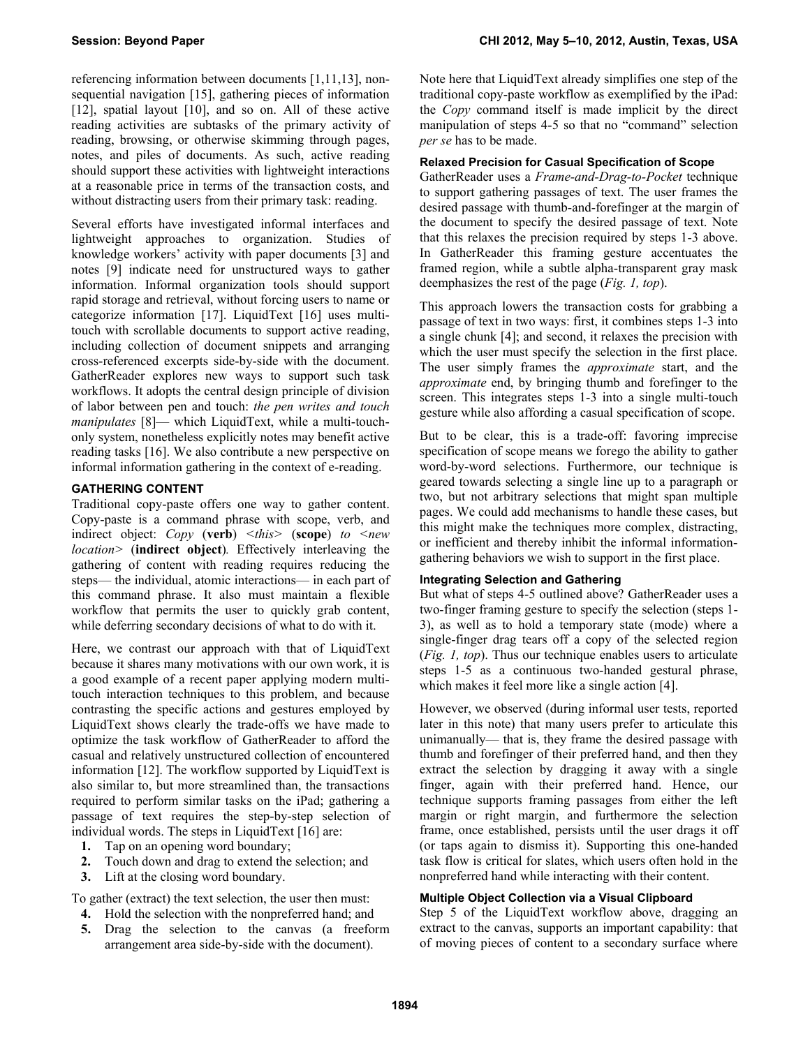referencing information between documents [1,11,13], non-sequential navigation [15], gathering pieces of information [12], spatial layout [10], and so on. All of these active reading activities are subtasks of the primary activity of reading, browsing, or otherwise skimming through pages, notes, and piles of documents. As such, active reading should support these activities with lightweight interactions at a reasonable price in terms of the transaction costs, and without distracting users from their primary task: reading.

Several efforts have investigated informal interfaces and lightweight approaches to organization. Studies of knowledge workers' activity with paper documents [3] and notes [9] indicate need for unstructured ways to gather information. Informal organization tools should support rapid storage and retrieval, without forcing users to name or categorize information [17]. LiquidText [16] uses multi-touch with scrollable documents to support active reading, including collection of document snippets and arranging cross-referenced excerpts side-by-side with the document. GatherReader explores new ways to support such task workflows. It adopts the central design principle of division of labor between pen and touch: *the pen writes and touch manipulates* [8]— which LiquidText, while a multi-touch-only system, nonetheless explicitly notes may benefit active reading tasks [16]. We also contribute a new perspective on informal information gathering in the context of e-reading.

## GATHERING CONTENT

Traditional copy-paste offers one way to gather content. Copy-paste is a command phrase with scope, verb, and indirect object: *Copy* (**verb**) *<this>* (**scope**) *to <new location>* (**indirect object**). Effectively interleaving the gathering of content with reading requires reducing the steps— the individual, atomic interactions— in each part of this command phrase. It also must maintain a flexible workflow that permits the user to quickly grab content, while deferring secondary decisions of what to do with it.

Here, we contrast our approach with that of LiquidText because it shares many motivations with our own work, it is a good example of a recent paper applying modern multi-touch interaction techniques to this problem, and because contrasting the specific actions and gestures employed by LiquidText shows clearly the trade-offs we have made to optimize the task workflow of GatherReader to afford the casual and relatively unstructured collection of encountered information [12]. The workflow supported by LiquidText is also similar to, but more streamlined than, the transactions required to perform similar tasks on the iPad; gathering a passage of text requires the step-by-step selection of individual words. The steps in LiquidText [16] are:

1. Tap on an opening word boundary;
2. Touch down and drag to extend the selection; and
3. Lift at the closing word boundary.

To gather (extract) the text selection, the user then must:

4. Hold the selection with the nonpreferred hand; and
5. Drag the selection to the canvas (a freeform arrangement area side-by-side with the document).

Note here that LiquidText already simplifies one step of the traditional copy-paste workflow as exemplified by the iPad: the *Copy* command itself is made implicit by the direct manipulation of steps 4-5 so that no "command" selection *per se* has to be made.

### Relaxed Precision for Casual Specification of Scope

GatherReader uses a *Frame-and-Drag-to-Pocket* technique to support gathering passages of text. The user frames the desired passage with thumb-and-forefinger at the margin of the document to specify the desired passage of text. Note that this relaxes the precision required by steps 1-3 above. In GatherReader this framing gesture accentuates the framed region, while a subtle alpha-transparent gray mask deemphasizes the rest of the page (*Fig. 1, top*).

This approach lowers the transaction costs for grabbing a passage of text in two ways: first, it combines steps 1-3 into a single chunk [4]; and second, it relaxes the precision with which the user must specify the selection in the first place. The user simply frames the *approximate* start, and the *approximate* end, by bringing thumb and forefinger to the screen. This integrates steps 1-3 into a single multi-touch gesture while also affording a casual specification of scope.

But to be clear, this is a trade-off: favoring imprecise specification of scope means we forego the ability to gather word-by-word selections. Furthermore, our technique is geared towards selecting a single line up to a paragraph or two, but not arbitrary selections that might span multiple pages. We could add mechanisms to handle these cases, but this might make the techniques more complex, distracting, or inefficient and thereby inhibit the informal information-gathering behaviors we wish to support in the first place.

### Integrating Selection and Gathering

But what of steps 4-5 outlined above? GatherReader uses a two-finger framing gesture to specify the selection (steps 1-3), as well as to hold a temporary state (mode) where a single-finger drag tears off a copy of the selected region (*Fig. 1, top*). Thus our technique enables users to articulate steps 1-5 as a continuous two-handed gestural phrase, which makes it feel more like a single action [4].

However, we observed (during informal user tests, reported later in this note) that many users prefer to articulate this unimanually— that is, they frame the desired passage with thumb and forefinger of their preferred hand, and then they extract the selection by dragging it away with a single finger, again with their preferred hand. Hence, our technique supports framing passages from either the left margin or right margin, and furthermore the selection frame, once established, persists until the user drags it off (or taps again to dismiss it). Supporting this one-handed task flow is critical for slates, which users often hold in the nonpreferred hand while interacting with their content.

### Multiple Object Collection via a Visual Clipboard

Step 5 of the LiquidText workflow above, dragging an extract to the canvas, supports an important capability: that of moving pieces of content to a secondary surface where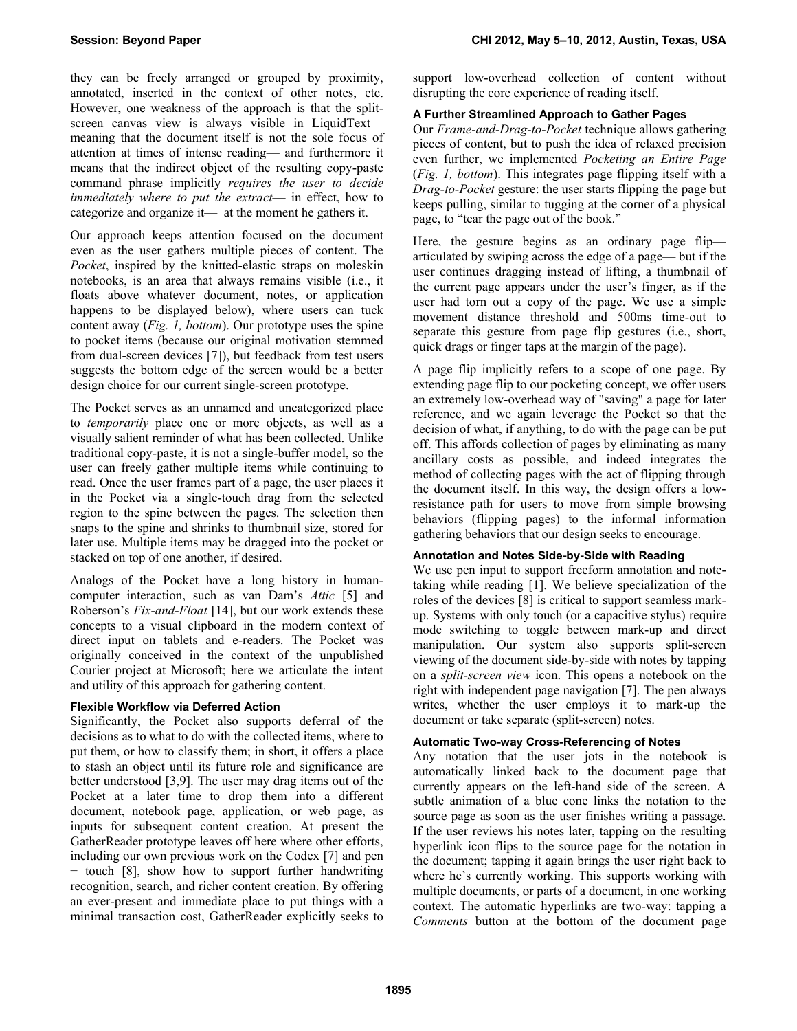they can be freely arranged or grouped by proximity, annotated, inserted in the context of other notes, etc. However, one weakness of the approach is that the split-screen canvas view is always visible in LiquidText— meaning that the document itself is not the sole focus of attention at times of intense reading— and furthermore it means that the indirect object of the resulting copy-paste command phrase implicitly *requires the user to decide immediately where to put the extract*— in effect, how to categorize and organize it— at the moment he gathers it.

Our approach keeps attention focused on the document even as the user gathers multiple pieces of content. The *Pocket*, inspired by the knitted-elastic straps on moleskin notebooks, is an area that always remains visible (i.e., it floats above whatever document, notes, or application happens to be displayed below), where users can tuck content away (*Fig. 1, bottom*). Our prototype uses the spine to pocket items (because our original motivation stemmed from dual-screen devices [7]), but feedback from test users suggests the bottom edge of the screen would be a better design choice for our current single-screen prototype.

The Pocket serves as an unnamed and uncategorized place to *temporarily* place one or more objects, as well as a visually salient reminder of what has been collected. Unlike traditional copy-paste, it is not a single-buffer model, so the user can freely gather multiple items while continuing to read. Once the user frames part of a page, the user places it in the Pocket via a single-touch drag from the selected region to the spine between the pages. The selection then snaps to the spine and shrinks to thumbnail size, stored for later use. Multiple items may be dragged into the pocket or stacked on top of one another, if desired.

Analogs of the Pocket have a long history in human-computer interaction, such as van Dam's *Attic* [5] and Roberson's *Fix-and-Float* [14], but our work extends these concepts to a visual clipboard in the modern context of direct input on tablets and e-readers. The Pocket was originally conceived in the context of the unpublished Courier project at Microsoft; here we articulate the intent and utility of this approach for gathering content.

### Flexible Workflow via Deferred Action

Significantly, the Pocket also supports deferral of the decisions as to what to do with the collected items, where to put them, or how to classify them; in short, it offers a place to stash an object until its future role and significance are better understood [3,9]. The user may drag items out of the Pocket at a later time to drop them into a different document, notebook page, application, or web page, as inputs for subsequent content creation. At present the GatherReader prototype leaves off here where other efforts, including our own previous work on the Codex [7] and pen + touch [8], show how to support further handwriting recognition, search, and richer content creation. By offering an ever-present and immediate place to put things with a minimal transaction cost, GatherReader explicitly seeks to support low-overhead collection of content without disrupting the core experience of reading itself.

### A Further Streamlined Approach to Gather Pages

Our *Frame-and-Drag-to-Pocket* technique allows gathering pieces of content, but to push the idea of relaxed precision even further, we implemented *Pocketing an Entire Page* (*Fig. 1, bottom*). This integrates page flipping itself with a *Drag-to-Pocket* gesture: the user starts flipping the page but keeps pulling, similar to tugging at the corner of a physical page, to "tear the page out of the book."

Here, the gesture begins as an ordinary page flip— articulated by swiping across the edge of a page— but if the user continues dragging instead of lifting, a thumbnail of the current page appears under the user's finger, as if the user had torn out a copy of the page. We use a simple movement distance threshold and 500ms time-out to separate this gesture from page flip gestures (i.e., short, quick drags or finger taps at the margin of the page).

A page flip implicitly refers to a scope of one page. By extending page flip to our pocketing concept, we offer users an extremely low-overhead way of "saving" a page for later reference, and we again leverage the Pocket so that the decision of what, if anything, to do with the page can be put off. This affords collection of pages by eliminating as many ancillary costs as possible, and indeed integrates the method of collecting pages with the act of flipping through the document itself. In this way, the design offers a low-resistance path for users to move from simple browsing behaviors (flipping pages) to the informal information gathering behaviors that our design seeks to encourage.

### Annotation and Notes Side-by-Side with Reading

We use pen input to support freeform annotation and note-taking while reading [1]. We believe specialization of the roles of the devices [8] is critical to support seamless mark-up. Systems with only touch (or a capacitive stylus) require mode switching to toggle between mark-up and direct manipulation. Our system also supports split-screen viewing of the document side-by-side with notes by tapping on a *split-screen view* icon. This opens a notebook on the right with independent page navigation [7]. The pen always writes, whether the user employs it to mark-up the document or take separate (split-screen) notes.

### Automatic Two-way Cross-Referencing of Notes

Any notation that the user jots in the notebook is automatically linked back to the document page that currently appears on the left-hand side of the screen. A subtle animation of a blue cone links the notation to the source page as soon as the user finishes writing a passage. If the user reviews his notes later, tapping on the resulting hyperlink icon flips to the source page for the notation in the document; tapping it again brings the user right back to where he's currently working. This supports working with multiple documents, or parts of a document, in one working context. The automatic hyperlinks are two-way: tapping a *Comments* button at the bottom of the document page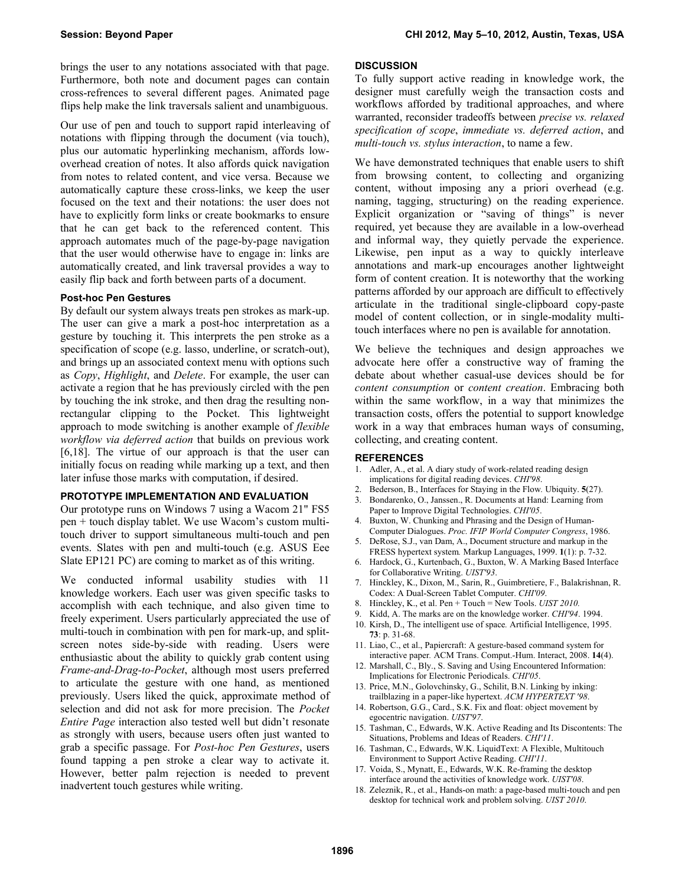brings the user to any notations associated with that page. Furthermore, both note and document pages can contain cross-refrences to several different pages. Animated page flips help make the link traversals salient and unambiguous.

Our use of pen and touch to support rapid interleaving of notations with flipping through the document (via touch), plus our automatic hyperlinking mechanism, affords low-overhead creation of notes. It also affords quick navigation from notes to related content, and vice versa. Because we automatically capture these cross-links, we keep the user focused on the text and their notations: the user does not have to explicitly form links or create bookmarks to ensure that he can get back to the referenced content. This approach automates much of the page-by-page navigation that the user would otherwise have to engage in: links are automatically created, and link traversal provides a way to easily flip back and forth between parts of a document.

### Post-hoc Pen Gestures

By default our system always treats pen strokes as mark-up. The user can give a mark a post-hoc interpretation as a gesture by touching it. This interprets the pen stroke as a specification of scope (e.g. lasso, underline, or scratch-out), and brings up an associated context menu with options such as *Copy*, *Highlight*, and *Delete*. For example, the user can activate a region that he has previously circled with the pen by touching the ink stroke, and then drag the resulting non-rectangular clipping to the Pocket. This lightweight approach to mode switching is another example of *flexible workflow via deferred action* that builds on previous work [6,18]. The virtue of our approach is that the user can initially focus on reading while marking up a text, and then later infuse those marks with computation, if desired.

## PROTOTYPE IMPLEMENTATION AND EVALUATION

Our prototype runs on Windows 7 using a Wacom 21" FS5 pen + touch display tablet. We use Wacom's custom multi-touch driver to support simultaneous multi-touch and pen events. Slates with pen and multi-touch (e.g. ASUS Eee Slate EP121 PC) are coming to market as of this writing.

We conducted informal usability studies with 11 knowledge workers. Each user was given specific tasks to accomplish with each technique, and also given time to freely experiment. Users particularly appreciated the use of multi-touch in combination with pen for mark-up, and split-screen notes side-by-side with reading. Users were enthusiastic about the ability to quickly grab content using *Frame-and-Drag-to-Pocket*, although most users preferred to articulate the gesture with one hand, as mentioned previously. Users liked the quick, approximate method of selection and did not ask for more precision. The *Pocket Entire Page* interaction also tested well but didn't resonate as strongly with users, because users often just wanted to grab a specific passage. For *Post-hoc Pen Gestures*, users found tapping a pen stroke a clear way to activate it. However, better palm rejection is needed to prevent inadvertent touch gestures while writing.

## DISCUSSION

To fully support active reading in knowledge work, the designer must carefully weigh the transaction costs and workflows afforded by traditional approaches, and where warranted, reconsider tradeoffs between *precise vs. relaxed specification of scope*, *immediate vs. deferred action*, and *multi-touch vs. stylus interaction*, to name a few.

We have demonstrated techniques that enable users to shift from browsing content, to collecting and organizing content, without imposing any a priori overhead (e.g. naming, tagging, structuring) on the reading experience. Explicit organization or "saving of things" is never required, yet because they are available in a low-overhead and informal way, they quietly pervade the experience. Likewise, pen input as a way to quickly interleave annotations and mark-up encourages another lightweight form of content creation. It is noteworthy that the working patterns afforded by our approach are difficult to effectively articulate in the traditional single-clipboard copy-paste model of content collection, or in single-modality multi-touch interfaces where no pen is available for annotation.

We believe the techniques and design approaches we advocate here offer a constructive way of framing the debate about whether casual-use devices should be for *content consumption* or *content creation*. Embracing both within the same workflow, in a way that minimizes the transaction costs, offers the potential to support knowledge work in a way that embraces human ways of consuming, collecting, and creating content.

## REFERENCES

1. Adler, A., et al. A diary study of work-related reading design implications for digital reading devices. *CHI'98*.
2. Bederson, B., Interfaces for Staying in the Flow. Ubiquity. **5**(27).
3. Bondarenko, O., Janssen., R. Documents at Hand: Learning from Paper to Improve Digital Technologies. *CHI'05*.
4. Buxton, W. Chunking and Phrasing and the Design of Human-Computer Dialogues. *Proc. IFIP World Computer Congress*, 1986.
5. DeRose, S.J., van Dam, A., Document structure and markup in the FRESS hypertext system. Markup Languages, 1999. **1**(1): p. 7-32.
6. Hardock, G., Kurtenbach, G., Buxton, W. A Marking Based Interface for Collaborative Writing. *UIST'93*.
7. Hinckley, K., Dixon, M., Sarin, R., Guimbretiere, F., Balakrishnan, R. Codex: A Dual-Screen Tablet Computer. *CHI'09*.
8. Hinckley, K., et al. Pen + Touch = New Tools. *UIST 2010.*
9. Kidd, A. The marks are on the knowledge worker. *CHI'94*. 1994.
10. Kirsh, D., The intelligent use of space. Artificial Intelligence, 1995. **73**: p. 31-68.
11. Liao, C., et al., Papiercraft: A gesture-based command system for interactive paper. ACM Trans. Comput.-Hum. Interact, 2008. **14**(4).
12. Marshall, C., Bly., S. Saving and Using Encountered Information: Implications for Electronic Periodicals. *CHI'05*.
13. Price, M.N., Golovchinsky, G., Schilit, B.N. Linking by inking: trailblazing in a paper-like hypertext. *ACM HYPERTEXT '98*.
14. Robertson, G.G., Card., S.K. Fix and float: object movement by egocentric navigation. *UIST'97*.
15. Tashman, C., Edwards, W.K. Active Reading and Its Discontents: The Situations, Problems and Ideas of Readers. *CHI'11*.
16. Tashman, C., Edwards, W.K. LiquidText: A Flexible, Multitouch Environment to Support Active Reading. *CHI'11*.
17. Voida, S., Mynatt, E., Edwards, W.K. Re-framing the desktop interface around the activities of knowledge work. *UIST'08*.
18. Zeleznik, R., et al., Hands-on math: a page-based multi-touch and pen desktop for technical work and problem solving. *UIST 2010.*